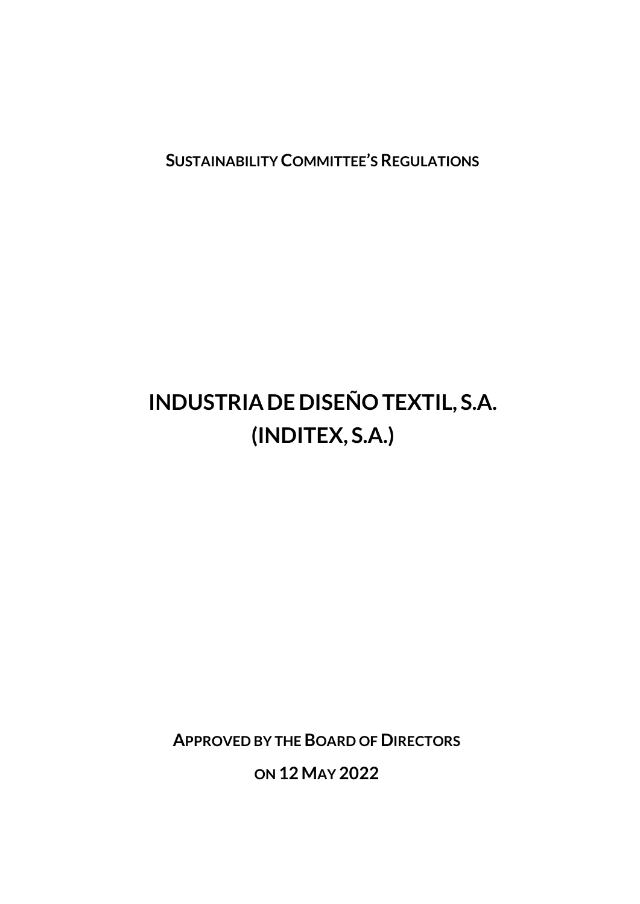**SUSTAINABILITY COMMITTEE'S REGULATIONS**

# INDUSTRIA DE DISEÑO TEXTIL, S.A.
# (INDITEX, S.A.)

**APPROVED BY THE BOARD OF DIRECTORS**

**ON 12 MAY 2022**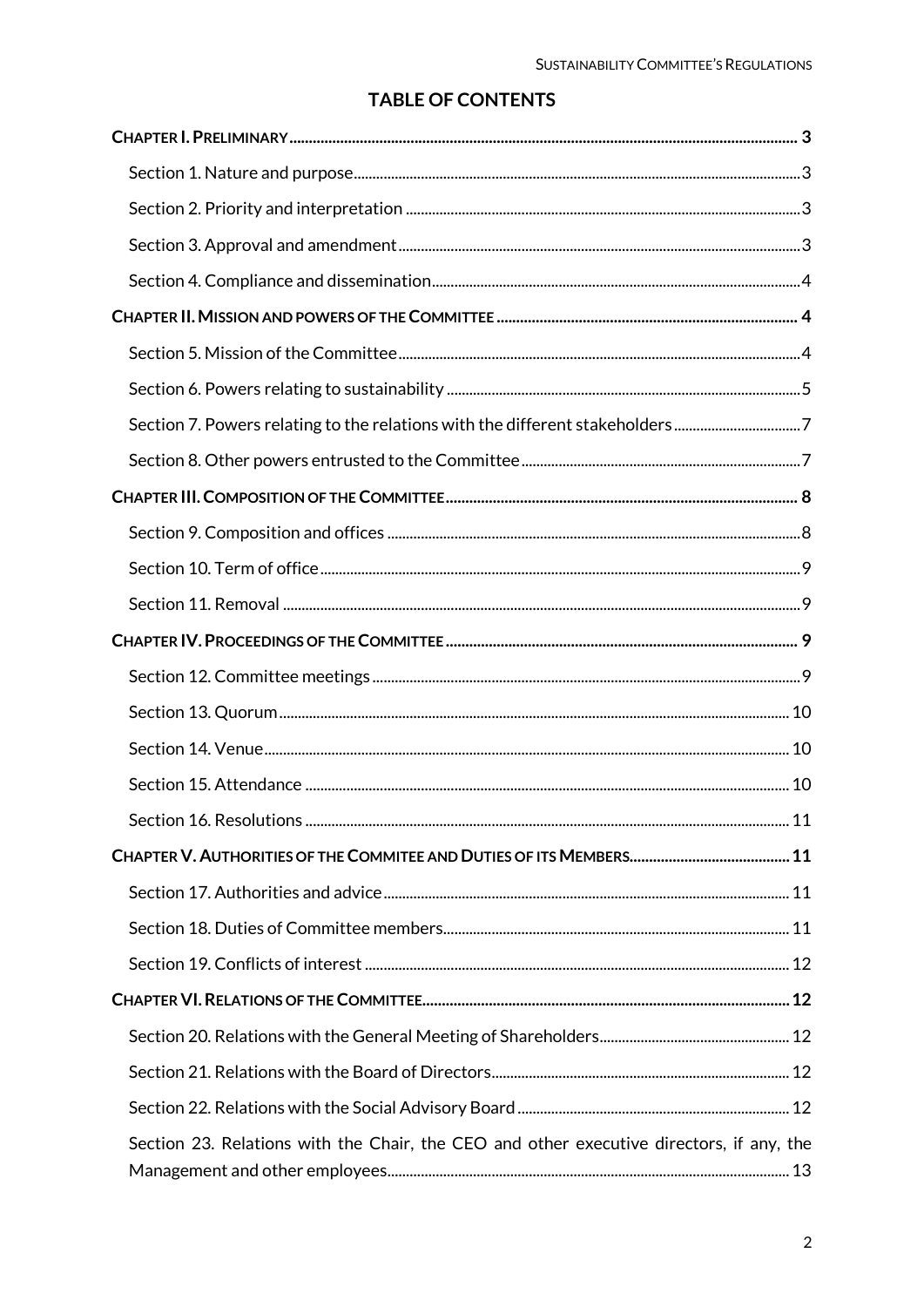# TABLE OF CONTENTS

**CHAPTER I. PRELIMINARY** .... 3

- Section 1. Nature and purpose .... 3
- Section 2. Priority and interpretation .... 3
- Section 3. Approval and amendment .... 3
- Section 4. Compliance and dissemination .... 4

**CHAPTER II. MISSION AND POWERS OF THE COMMITTEE** .... 4

- Section 5. Mission of the Committee .... 4
- Section 6. Powers relating to sustainability .... 5
- Section 7. Powers relating to the relations with the different stakeholders .... 7
- Section 8. Other powers entrusted to the Committee .... 7

**CHAPTER III. COMPOSITION OF THE COMMITTEE** .... 8

- Section 9. Composition and offices .... 8
- Section 10. Term of office .... 9
- Section 11. Removal .... 9

**CHAPTER IV. PROCEEDINGS OF THE COMMITTEE** .... 9

- Section 12. Committee meetings .... 9
- Section 13. Quorum .... 10
- Section 14. Venue .... 10
- Section 15. Attendance .... 10
- Section 16. Resolutions .... 11

**CHAPTER V. AUTHORITIES OF THE COMMITEE AND DUTIES OF ITS MEMBERS** .... 11

- Section 17. Authorities and advice .... 11
- Section 18. Duties of Committee members .... 11
- Section 19. Conflicts of interest .... 12

**CHAPTER VI. RELATIONS OF THE COMMITTEE** .... 12

- Section 20. Relations with the General Meeting of Shareholders .... 12
- Section 21. Relations with the Board of Directors .... 12
- Section 22. Relations with the Social Advisory Board .... 12
- Section 23. Relations with the Chair, the CEO and other executive directors, if any, the Management and other employees .... 13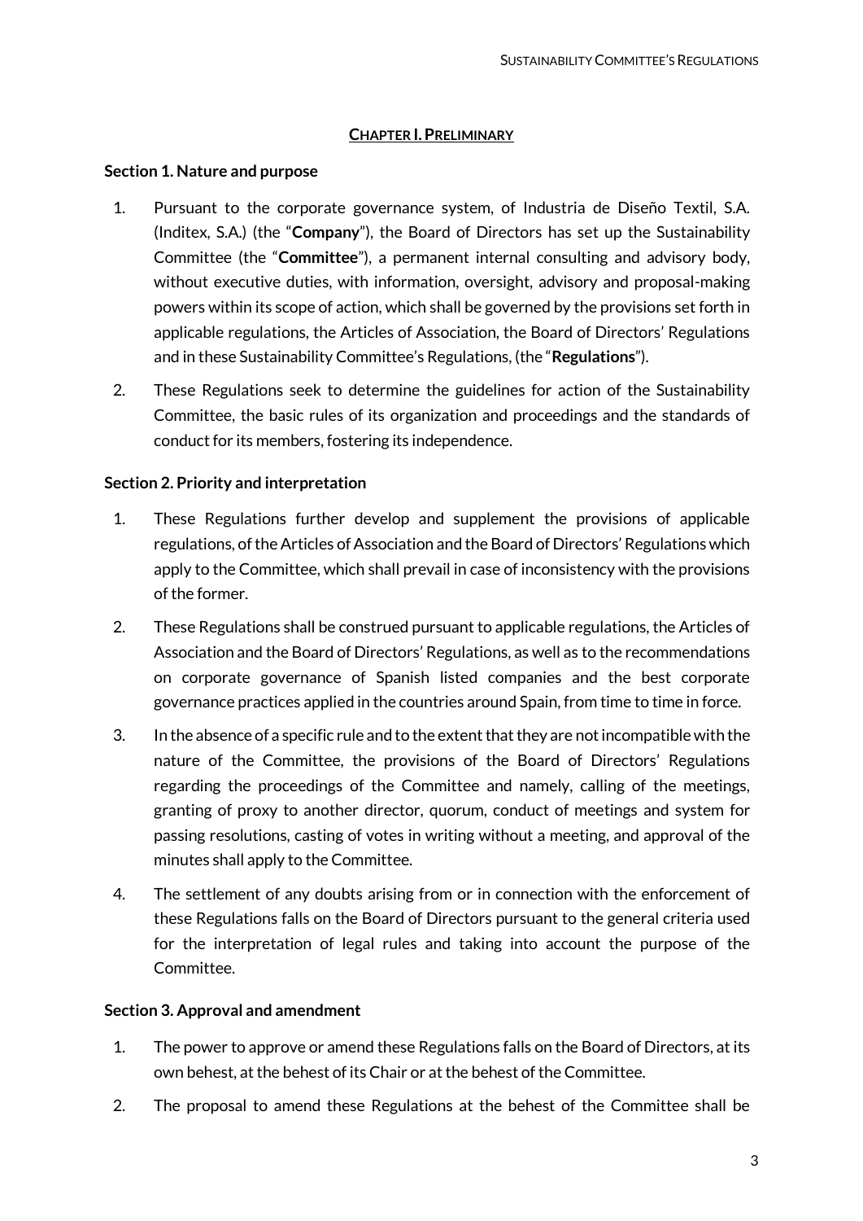## CHAPTER I. PRELIMINARY

### Section 1. Nature and purpose

1. Pursuant to the corporate governance system, of Industria de Diseño Textil, S.A. (Inditex, S.A.) (the "**Company**"), the Board of Directors has set up the Sustainability Committee (the "**Committee**"), a permanent internal consulting and advisory body, without executive duties, with information, oversight, advisory and proposal-making powers within its scope of action, which shall be governed by the provisions set forth in applicable regulations, the Articles of Association, the Board of Directors' Regulations and in these Sustainability Committee's Regulations, (the "**Regulations**").
2. These Regulations seek to determine the guidelines for action of the Sustainability Committee, the basic rules of its organization and proceedings and the standards of conduct for its members, fostering its independence.

### Section 2. Priority and interpretation

1. These Regulations further develop and supplement the provisions of applicable regulations, of the Articles of Association and the Board of Directors' Regulations which apply to the Committee, which shall prevail in case of inconsistency with the provisions of the former.
2. These Regulations shall be construed pursuant to applicable regulations, the Articles of Association and the Board of Directors' Regulations, as well as to the recommendations on corporate governance of Spanish listed companies and the best corporate governance practices applied in the countries around Spain, from time to time in force.
3. In the absence of a specific rule and to the extent that they are not incompatible with the nature of the Committee, the provisions of the Board of Directors' Regulations regarding the proceedings of the Committee and namely, calling of the meetings, granting of proxy to another director, quorum, conduct of meetings and system for passing resolutions, casting of votes in writing without a meeting, and approval of the minutes shall apply to the Committee.
4. The settlement of any doubts arising from or in connection with the enforcement of these Regulations falls on the Board of Directors pursuant to the general criteria used for the interpretation of legal rules and taking into account the purpose of the Committee.

### Section 3. Approval and amendment

1. The power to approve or amend these Regulations falls on the Board of Directors, at its own behest, at the behest of its Chair or at the behest of the Committee.
2. The proposal to amend these Regulations at the behest of the Committee shall be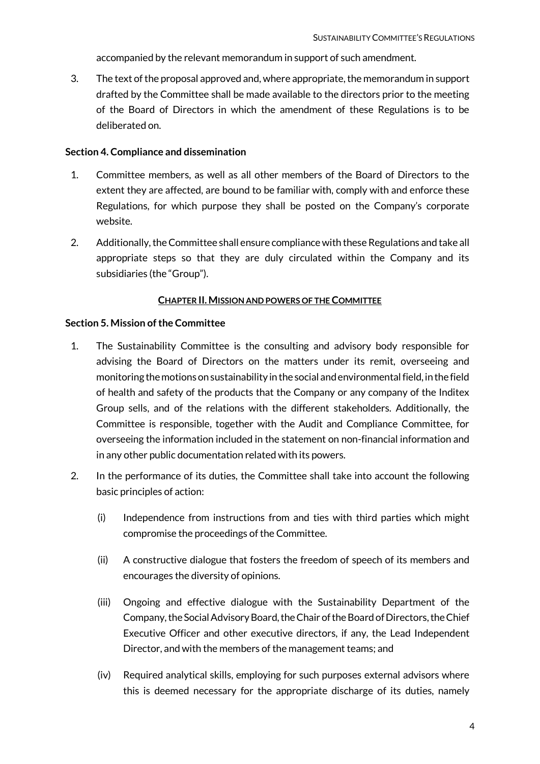accompanied by the relevant memorandum in support of such amendment.

3. The text of the proposal approved and, where appropriate, the memorandum in support drafted by the Committee shall be made available to the directors prior to the meeting of the Board of Directors in which the amendment of these Regulations is to be deliberated on.

**Section 4. Compliance and dissemination**

1. Committee members, as well as all other members of the Board of Directors to the extent they are affected, are bound to be familiar with, comply with and enforce these Regulations, for which purpose they shall be posted on the Company's corporate website.

2. Additionally, the Committee shall ensure compliance with these Regulations and take all appropriate steps so that they are duly circulated within the Company and its subsidiaries (the "Group").

## CHAPTER II. MISSION AND POWERS OF THE COMMITTEE

**Section 5. Mission of the Committee**

1. The Sustainability Committee is the consulting and advisory body responsible for advising the Board of Directors on the matters under its remit, overseeing and monitoring the motions on sustainability in the social and environmental field, in the field of health and safety of the products that the Company or any company of the Inditex Group sells, and of the relations with the different stakeholders. Additionally, the Committee is responsible, together with the Audit and Compliance Committee, for overseeing the information included in the statement on non-financial information and in any other public documentation related with its powers.

2. In the performance of its duties, the Committee shall take into account the following basic principles of action:

   (i) Independence from instructions from and ties with third parties which might compromise the proceedings of the Committee.

   (ii) A constructive dialogue that fosters the freedom of speech of its members and encourages the diversity of opinions.

   (iii) Ongoing and effective dialogue with the Sustainability Department of the Company, the Social Advisory Board, the Chair of the Board of Directors, the Chief Executive Officer and other executive directors, if any, the Lead Independent Director, and with the members of the management teams; and

   (iv) Required analytical skills, employing for such purposes external advisors where this is deemed necessary for the appropriate discharge of its duties, namely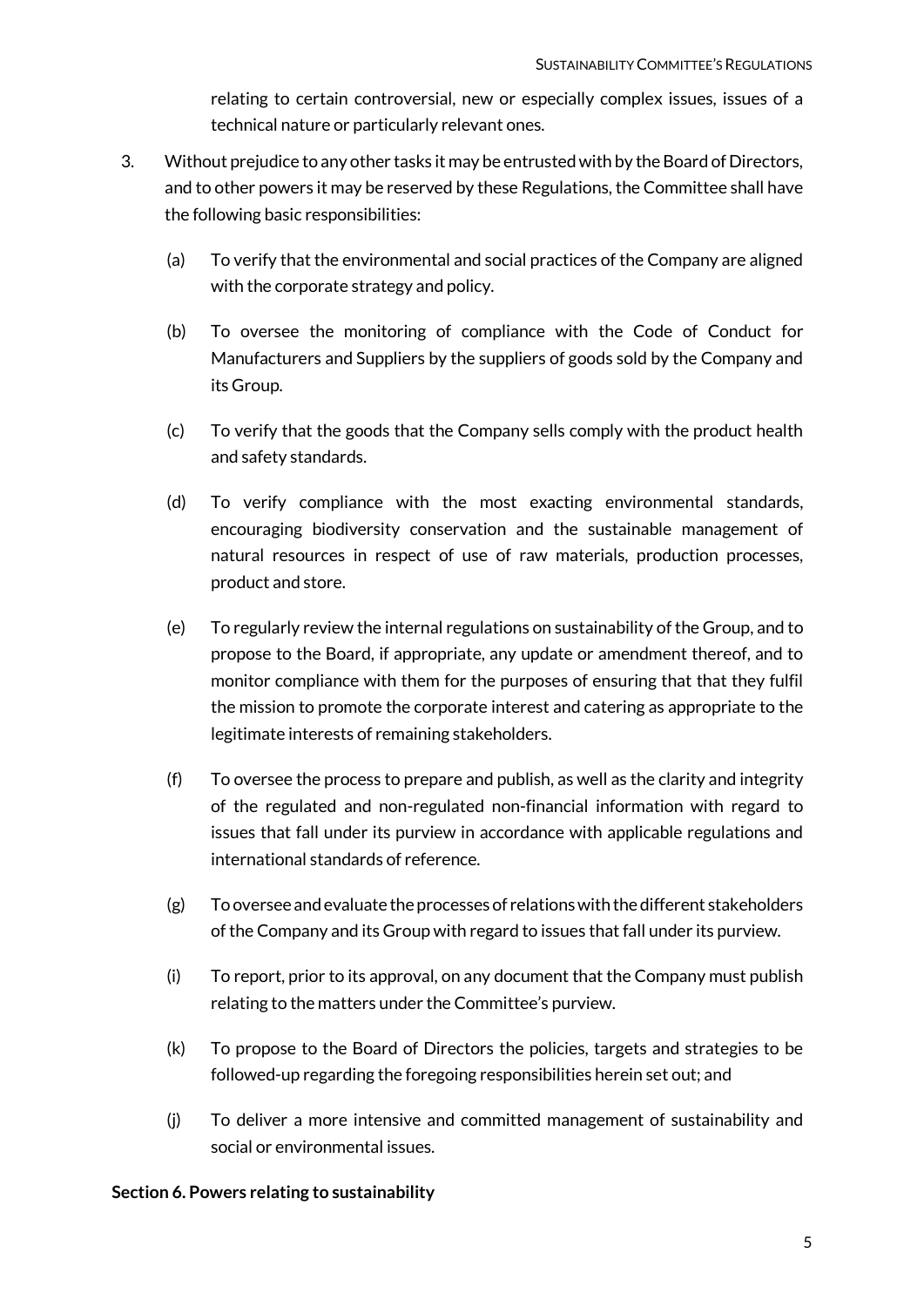relating to certain controversial, new or especially complex issues, issues of a technical nature or particularly relevant ones.

3. Without prejudice to any other tasks it may be entrusted with by the Board of Directors, and to other powers it may be reserved by these Regulations, the Committee shall have the following basic responsibilities:

   (a) To verify that the environmental and social practices of the Company are aligned with the corporate strategy and policy.

   (b) To oversee the monitoring of compliance with the Code of Conduct for Manufacturers and Suppliers by the suppliers of goods sold by the Company and its Group.

   (c) To verify that the goods that the Company sells comply with the product health and safety standards.

   (d) To verify compliance with the most exacting environmental standards, encouraging biodiversity conservation and the sustainable management of natural resources in respect of use of raw materials, production processes, product and store.

   (e) To regularly review the internal regulations on sustainability of the Group, and to propose to the Board, if appropriate, any update or amendment thereof, and to monitor compliance with them for the purposes of ensuring that that they fulfil the mission to promote the corporate interest and catering as appropriate to the legitimate interests of remaining stakeholders.

   (f) To oversee the process to prepare and publish, as well as the clarity and integrity of the regulated and non-regulated non-financial information with regard to issues that fall under its purview in accordance with applicable regulations and international standards of reference.

   (g) To oversee and evaluate the processes of relations with the different stakeholders of the Company and its Group with regard to issues that fall under its purview.

   (i) To report, prior to its approval, on any document that the Company must publish relating to the matters under the Committee's purview.

   (k) To propose to the Board of Directors the policies, targets and strategies to be followed-up regarding the foregoing responsibilities herein set out; and

   (j) To deliver a more intensive and committed management of sustainability and social or environmental issues.

**Section 6. Powers relating to sustainability**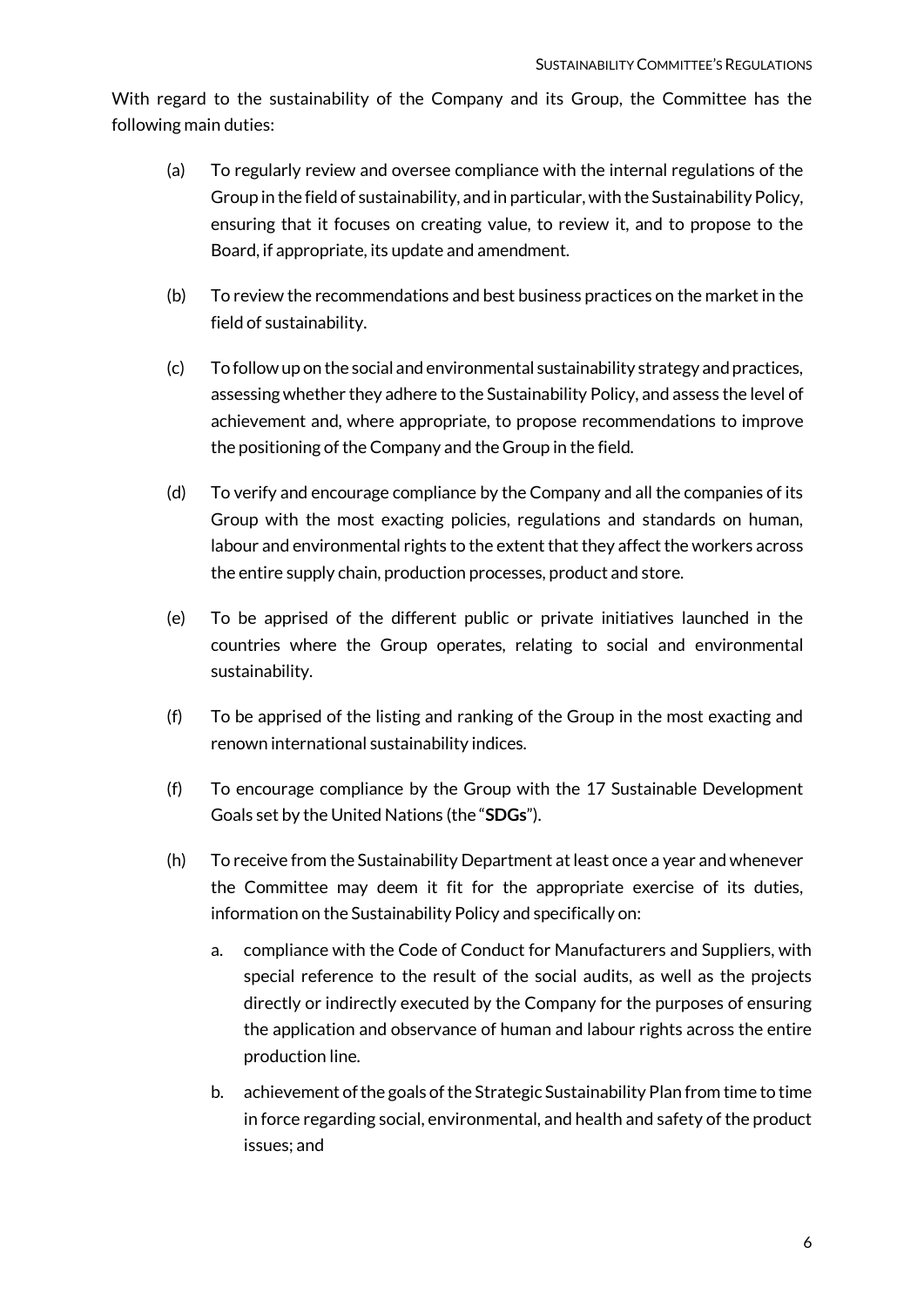With regard to the sustainability of the Company and its Group, the Committee has the following main duties:

(a) To regularly review and oversee compliance with the internal regulations of the Group in the field of sustainability, and in particular, with the Sustainability Policy, ensuring that it focuses on creating value, to review it, and to propose to the Board, if appropriate, its update and amendment.

(b) To review the recommendations and best business practices on the market in the field of sustainability.

(c) To follow up on the social and environmental sustainability strategy and practices, assessing whether they adhere to the Sustainability Policy, and assess the level of achievement and, where appropriate, to propose recommendations to improve the positioning of the Company and the Group in the field.

(d) To verify and encourage compliance by the Company and all the companies of its Group with the most exacting policies, regulations and standards on human, labour and environmental rights to the extent that they affect the workers across the entire supply chain, production processes, product and store.

(e) To be apprised of the different public or private initiatives launched in the countries where the Group operates, relating to social and environmental sustainability.

(f) To be apprised of the listing and ranking of the Group in the most exacting and renown international sustainability indices.

(f) To encourage compliance by the Group with the 17 Sustainable Development Goals set by the United Nations (the "**SDGs**").

(h) To receive from the Sustainability Department at least once a year and whenever the Committee may deem it fit for the appropriate exercise of its duties, information on the Sustainability Policy and specifically on:

   a. compliance with the Code of Conduct for Manufacturers and Suppliers, with special reference to the result of the social audits, as well as the projects directly or indirectly executed by the Company for the purposes of ensuring the application and observance of human and labour rights across the entire production line.

   b. achievement of the goals of the Strategic Sustainability Plan from time to time in force regarding social, environmental, and health and safety of the product issues; and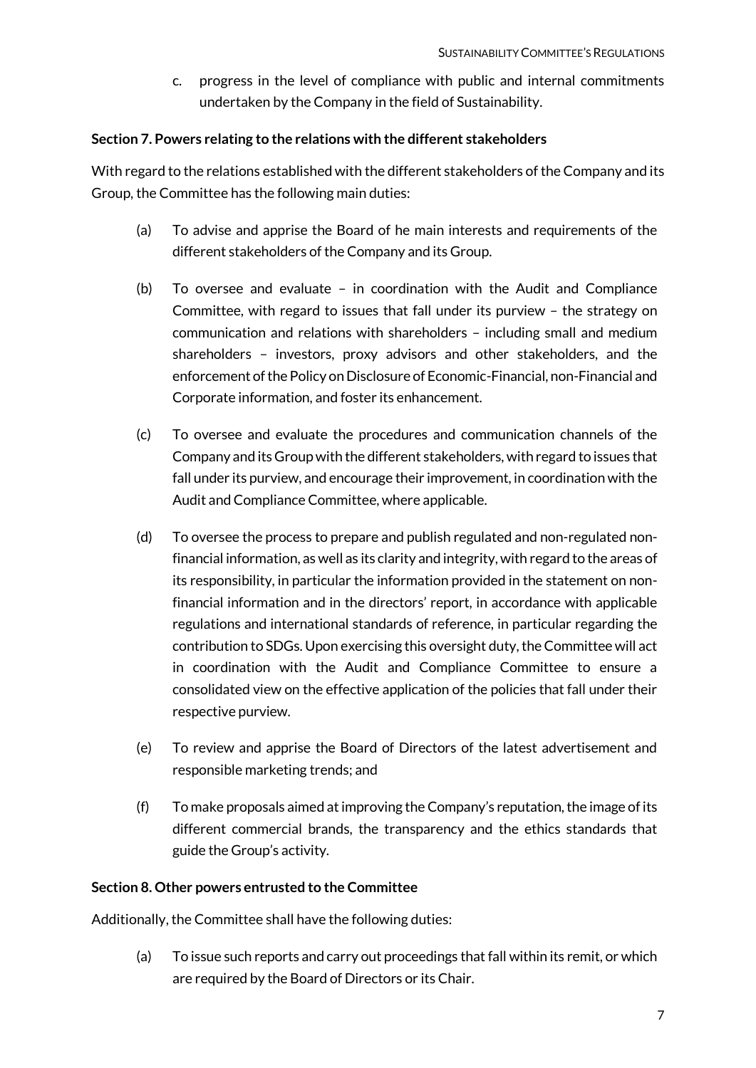c. progress in the level of compliance with public and internal commitments undertaken by the Company in the field of Sustainability.

**Section 7. Powers relating to the relations with the different stakeholders**

With regard to the relations established with the different stakeholders of the Company and its Group, the Committee has the following main duties:

(a) To advise and apprise the Board of he main interests and requirements of the different stakeholders of the Company and its Group.

(b) To oversee and evaluate – in coordination with the Audit and Compliance Committee, with regard to issues that fall under its purview – the strategy on communication and relations with shareholders – including small and medium shareholders – investors, proxy advisors and other stakeholders, and the enforcement of the Policy on Disclosure of Economic-Financial, non-Financial and Corporate information, and foster its enhancement.

(c) To oversee and evaluate the procedures and communication channels of the Company and its Group with the different stakeholders, with regard to issues that fall under its purview, and encourage their improvement, in coordination with the Audit and Compliance Committee, where applicable.

(d) To oversee the process to prepare and publish regulated and non-regulated non-financial information, as well as its clarity and integrity, with regard to the areas of its responsibility, in particular the information provided in the statement on non-financial information and in the directors' report, in accordance with applicable regulations and international standards of reference, in particular regarding the contribution to SDGs. Upon exercising this oversight duty, the Committee will act in coordination with the Audit and Compliance Committee to ensure a consolidated view on the effective application of the policies that fall under their respective purview.

(e) To review and apprise the Board of Directors of the latest advertisement and responsible marketing trends; and

(f) To make proposals aimed at improving the Company's reputation, the image of its different commercial brands, the transparency and the ethics standards that guide the Group's activity.

**Section 8. Other powers entrusted to the Committee**

Additionally, the Committee shall have the following duties:

(a) To issue such reports and carry out proceedings that fall within its remit, or which are required by the Board of Directors or its Chair.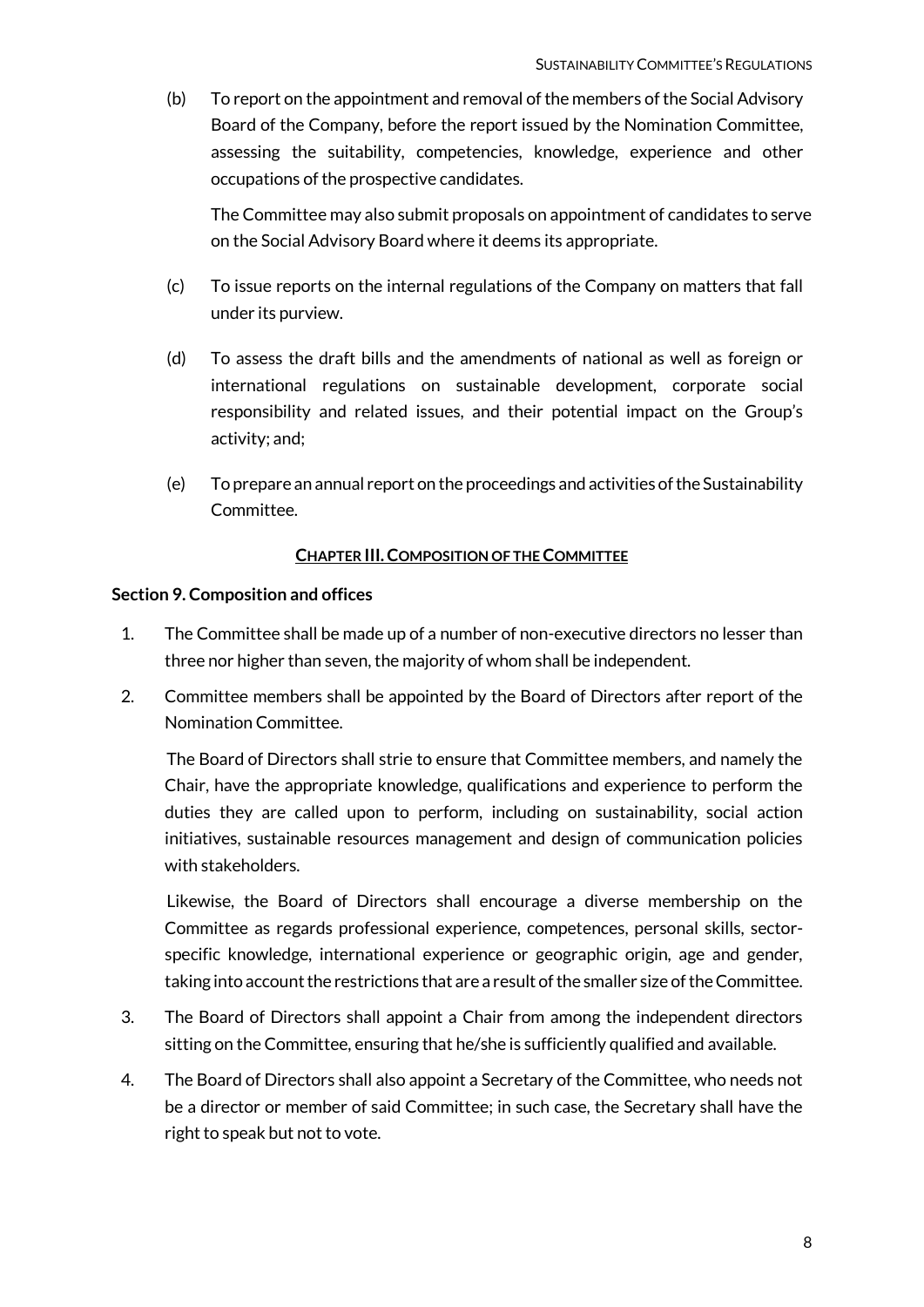(b) To report on the appointment and removal of the members of the Social Advisory Board of the Company, before the report issued by the Nomination Committee, assessing the suitability, competencies, knowledge, experience and other occupations of the prospective candidates.

    The Committee may also submit proposals on appointment of candidates to serve on the Social Advisory Board where it deems its appropriate.

(c) To issue reports on the internal regulations of the Company on matters that fall under its purview.

(d) To assess the draft bills and the amendments of national as well as foreign or international regulations on sustainable development, corporate social responsibility and related issues, and their potential impact on the Group's activity; and;

(e) To prepare an annual report on the proceedings and activities of the Sustainability Committee.

## CHAPTER III. COMPOSITION OF THE COMMITTEE

### Section 9. Composition and offices

1. The Committee shall be made up of a number of non-executive directors no lesser than three nor higher than seven, the majority of whom shall be independent.

2. Committee members shall be appointed by the Board of Directors after report of the Nomination Committee.

   The Board of Directors shall strie to ensure that Committee members, and namely the Chair, have the appropriate knowledge, qualifications and experience to perform the duties they are called upon to perform, including on sustainability, social action initiatives, sustainable resources management and design of communication policies with stakeholders.

   Likewise, the Board of Directors shall encourage a diverse membership on the Committee as regards professional experience, competences, personal skills, sector-specific knowledge, international experience or geographic origin, age and gender, taking into account the restrictions that are a result of the smaller size of the Committee.

3. The Board of Directors shall appoint a Chair from among the independent directors sitting on the Committee, ensuring that he/she is sufficiently qualified and available.

4. The Board of Directors shall also appoint a Secretary of the Committee, who needs not be a director or member of said Committee; in such case, the Secretary shall have the right to speak but not to vote.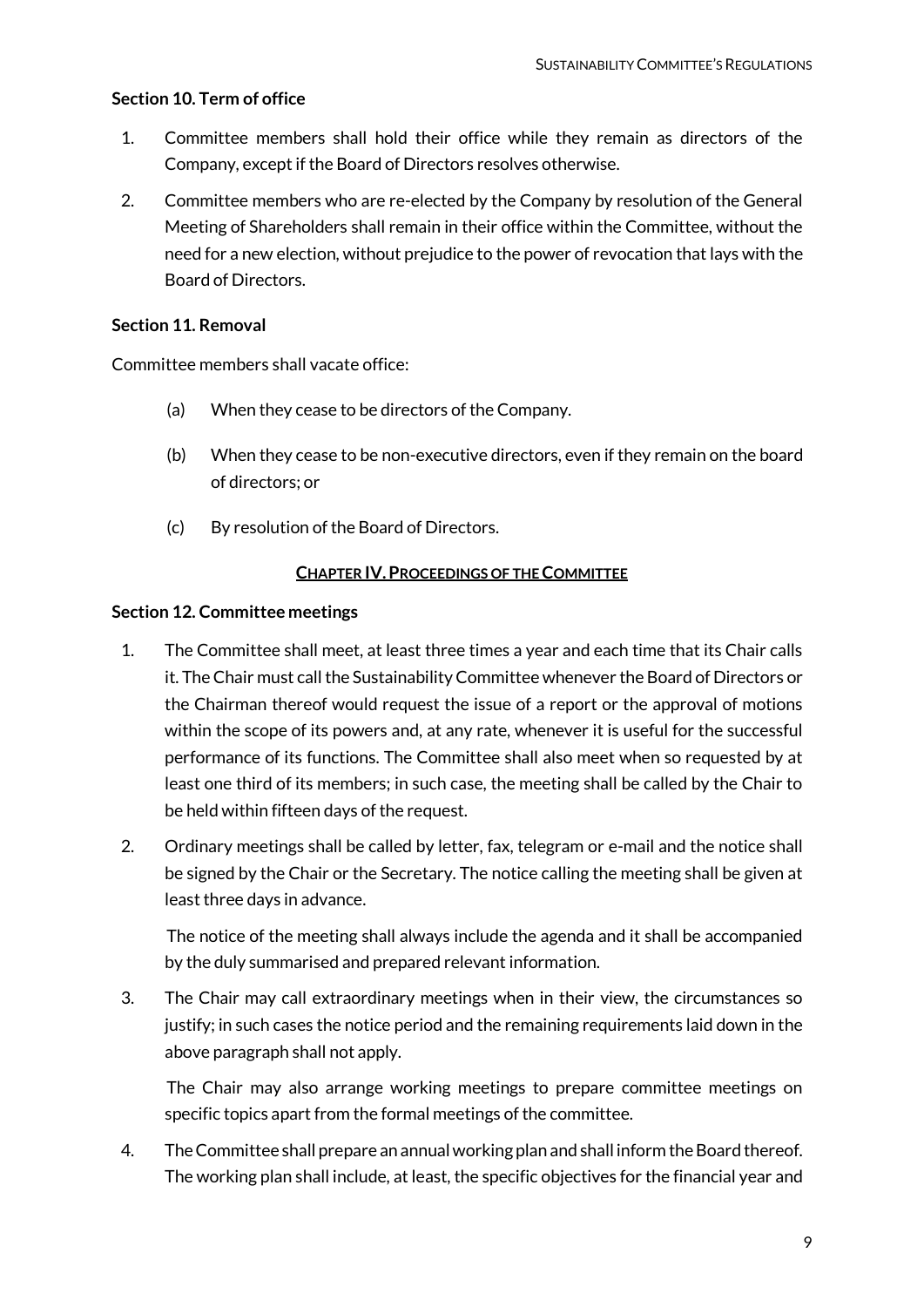**Section 10. Term of office**

1. Committee members shall hold their office while they remain as directors of the Company, except if the Board of Directors resolves otherwise.
2. Committee members who are re-elected by the Company by resolution of the General Meeting of Shareholders shall remain in their office within the Committee, without the need for a new election, without prejudice to the power of revocation that lays with the Board of Directors.

**Section 11. Removal**

Committee members shall vacate office:

(a) When they cease to be directors of the Company.

(b) When they cease to be non-executive directors, even if they remain on the board of directors; or

(c) By resolution of the Board of Directors.

## CHAPTER IV. PROCEEDINGS OF THE COMMITTEE

**Section 12. Committee meetings**

1. The Committee shall meet, at least three times a year and each time that its Chair calls it. The Chair must call the Sustainability Committee whenever the Board of Directors or the Chairman thereof would request the issue of a report or the approval of motions within the scope of its powers and, at any rate, whenever it is useful for the successful performance of its functions. The Committee shall also meet when so requested by at least one third of its members; in such case, the meeting shall be called by the Chair to be held within fifteen days of the request.
2. Ordinary meetings shall be called by letter, fax, telegram or e-mail and the notice shall be signed by the Chair or the Secretary. The notice calling the meeting shall be given at least three days in advance.

   The notice of the meeting shall always include the agenda and it shall be accompanied by the duly summarised and prepared relevant information.
3. The Chair may call extraordinary meetings when in their view, the circumstances so justify; in such cases the notice period and the remaining requirements laid down in the above paragraph shall not apply.

   The Chair may also arrange working meetings to prepare committee meetings on specific topics apart from the formal meetings of the committee.
4. The Committee shall prepare an annual working plan and shall inform the Board thereof. The working plan shall include, at least, the specific objectives for the financial year and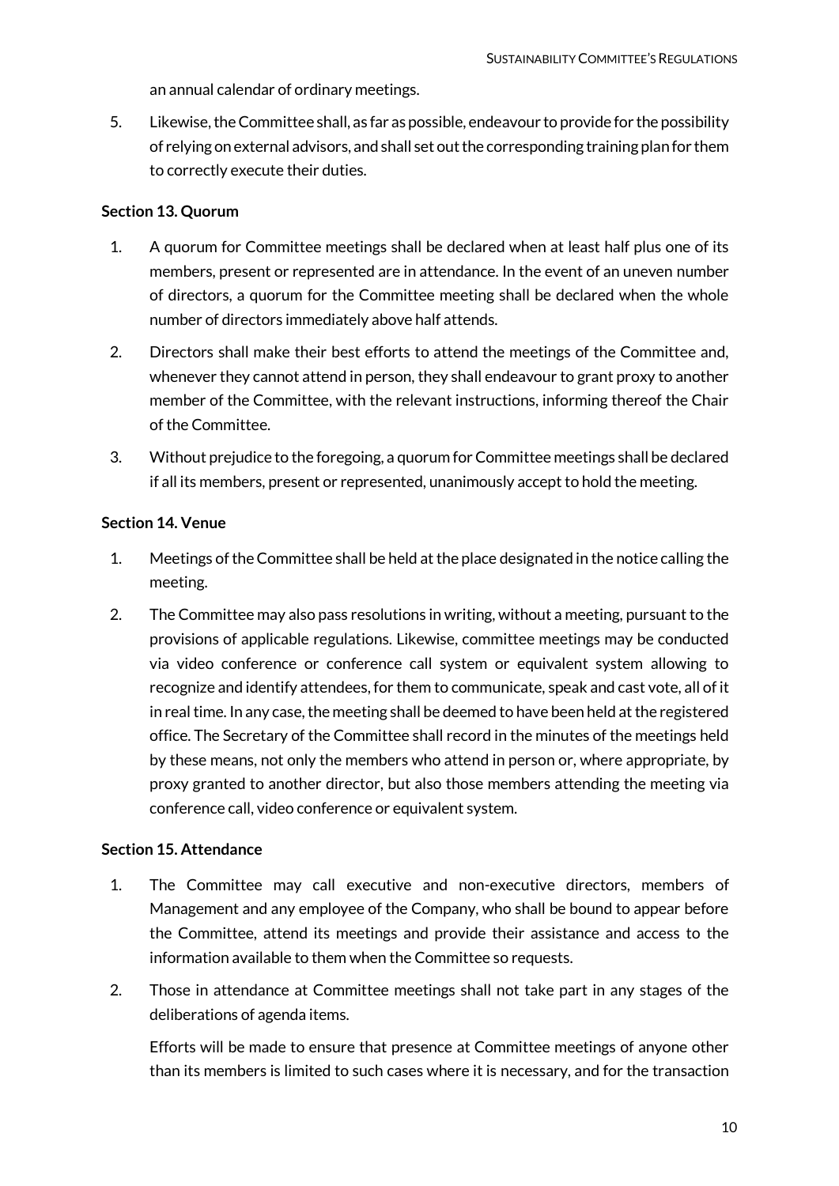an annual calendar of ordinary meetings.

5. Likewise, the Committee shall, as far as possible, endeavour to provide for the possibility of relying on external advisors, and shall set out the corresponding training plan for them to correctly execute their duties.

**Section 13. Quorum**

1. A quorum for Committee meetings shall be declared when at least half plus one of its members, present or represented are in attendance. In the event of an uneven number of directors, a quorum for the Committee meeting shall be declared when the whole number of directors immediately above half attends.

2. Directors shall make their best efforts to attend the meetings of the Committee and, whenever they cannot attend in person, they shall endeavour to grant proxy to another member of the Committee, with the relevant instructions, informing thereof the Chair of the Committee.

3. Without prejudice to the foregoing, a quorum for Committee meetings shall be declared if all its members, present or represented, unanimously accept to hold the meeting.

**Section 14. Venue**

1. Meetings of the Committee shall be held at the place designated in the notice calling the meeting.

2. The Committee may also pass resolutions in writing, without a meeting, pursuant to the provisions of applicable regulations. Likewise, committee meetings may be conducted via video conference or conference call system or equivalent system allowing to recognize and identify attendees, for them to communicate, speak and cast vote, all of it in real time. In any case, the meeting shall be deemed to have been held at the registered office. The Secretary of the Committee shall record in the minutes of the meetings held by these means, not only the members who attend in person or, where appropriate, by proxy granted to another director, but also those members attending the meeting via conference call, video conference or equivalent system.

**Section 15. Attendance**

1. The Committee may call executive and non-executive directors, members of Management and any employee of the Company, who shall be bound to appear before the Committee, attend its meetings and provide their assistance and access to the information available to them when the Committee so requests.

2. Those in attendance at Committee meetings shall not take part in any stages of the deliberations of agenda items.

   Efforts will be made to ensure that presence at Committee meetings of anyone other than its members is limited to such cases where it is necessary, and for the transaction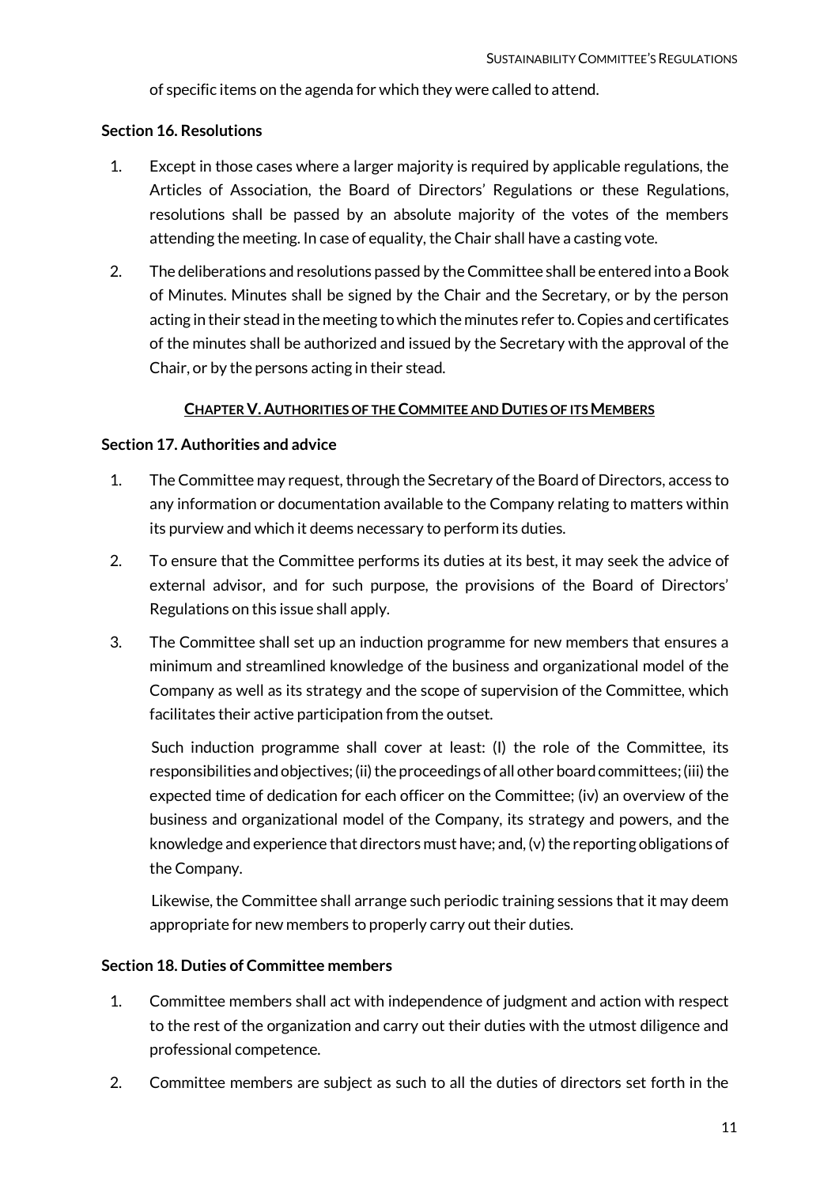of specific items on the agenda for which they were called to attend.

**Section 16. Resolutions**

1. Except in those cases where a larger majority is required by applicable regulations, the Articles of Association, the Board of Directors' Regulations or these Regulations, resolutions shall be passed by an absolute majority of the votes of the members attending the meeting. In case of equality, the Chair shall have a casting vote.
2. The deliberations and resolutions passed by the Committee shall be entered into a Book of Minutes. Minutes shall be signed by the Chair and the Secretary, or by the person acting in their stead in the meeting to which the minutes refer to. Copies and certificates of the minutes shall be authorized and issued by the Secretary with the approval of the Chair, or by the persons acting in their stead.

## CHAPTER V. AUTHORITIES OF THE COMMITEE AND DUTIES OF ITS MEMBERS

**Section 17. Authorities and advice**

1. The Committee may request, through the Secretary of the Board of Directors, access to any information or documentation available to the Company relating to matters within its purview and which it deems necessary to perform its duties.
2. To ensure that the Committee performs its duties at its best, it may seek the advice of external advisor, and for such purpose, the provisions of the Board of Directors' Regulations on this issue shall apply.
3. The Committee shall set up an induction programme for new members that ensures a minimum and streamlined knowledge of the business and organizational model of the Company as well as its strategy and the scope of supervision of the Committee, which facilitates their active participation from the outset.

   Such induction programme shall cover at least: (I) the role of the Committee, its responsibilities and objectives; (ii) the proceedings of all other board committees; (iii) the expected time of dedication for each officer on the Committee; (iv) an overview of the business and organizational model of the Company, its strategy and powers, and the knowledge and experience that directors must have; and, (v) the reporting obligations of the Company.

   Likewise, the Committee shall arrange such periodic training sessions that it may deem appropriate for new members to properly carry out their duties.

**Section 18. Duties of Committee members**

1. Committee members shall act with independence of judgment and action with respect to the rest of the organization and carry out their duties with the utmost diligence and professional competence.
2. Committee members are subject as such to all the duties of directors set forth in the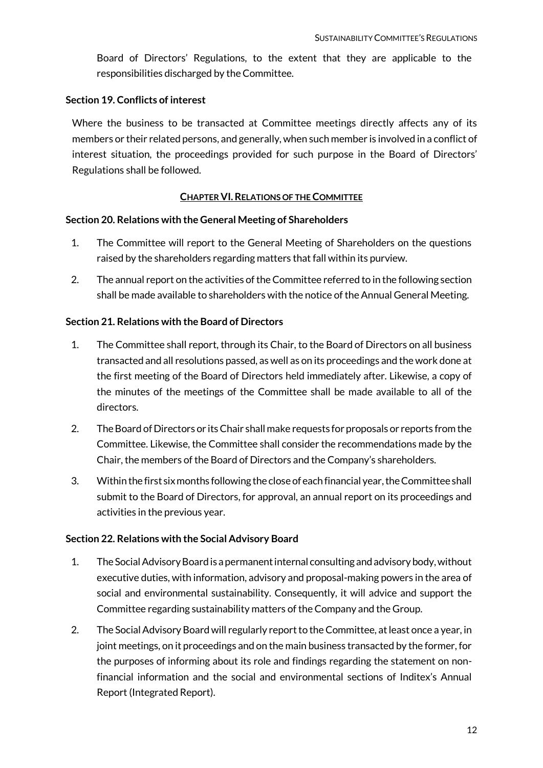Board of Directors' Regulations, to the extent that they are applicable to the responsibilities discharged by the Committee.

**Section 19. Conflicts of interest**

Where the business to be transacted at Committee meetings directly affects any of its members or their related persons, and generally, when such member is involved in a conflict of interest situation, the proceedings provided for such purpose in the Board of Directors' Regulations shall be followed.

## CHAPTER VI. RELATIONS OF THE COMMITTEE

**Section 20. Relations with the General Meeting of Shareholders**

1. The Committee will report to the General Meeting of Shareholders on the questions raised by the shareholders regarding matters that fall within its purview.
2. The annual report on the activities of the Committee referred to in the following section shall be made available to shareholders with the notice of the Annual General Meeting.

**Section 21. Relations with the Board of Directors**

1. The Committee shall report, through its Chair, to the Board of Directors on all business transacted and all resolutions passed, as well as on its proceedings and the work done at the first meeting of the Board of Directors held immediately after. Likewise, a copy of the minutes of the meetings of the Committee shall be made available to all of the directors.
2. The Board of Directors or its Chair shall make requests for proposals or reports from the Committee. Likewise, the Committee shall consider the recommendations made by the Chair, the members of the Board of Directors and the Company's shareholders.
3. Within the first six months following the close of each financial year, the Committee shall submit to the Board of Directors, for approval, an annual report on its proceedings and activities in the previous year.

**Section 22. Relations with the Social Advisory Board**

1. The Social Advisory Board is a permanent internal consulting and advisory body, without executive duties, with information, advisory and proposal-making powers in the area of social and environmental sustainability. Consequently, it will advice and support the Committee regarding sustainability matters of the Company and the Group.
2. The Social Advisory Board will regularly report to the Committee, at least once a year, in joint meetings, on it proceedings and on the main business transacted by the former, for the purposes of informing about its role and findings regarding the statement on non-financial information and the social and environmental sections of Inditex's Annual Report (Integrated Report).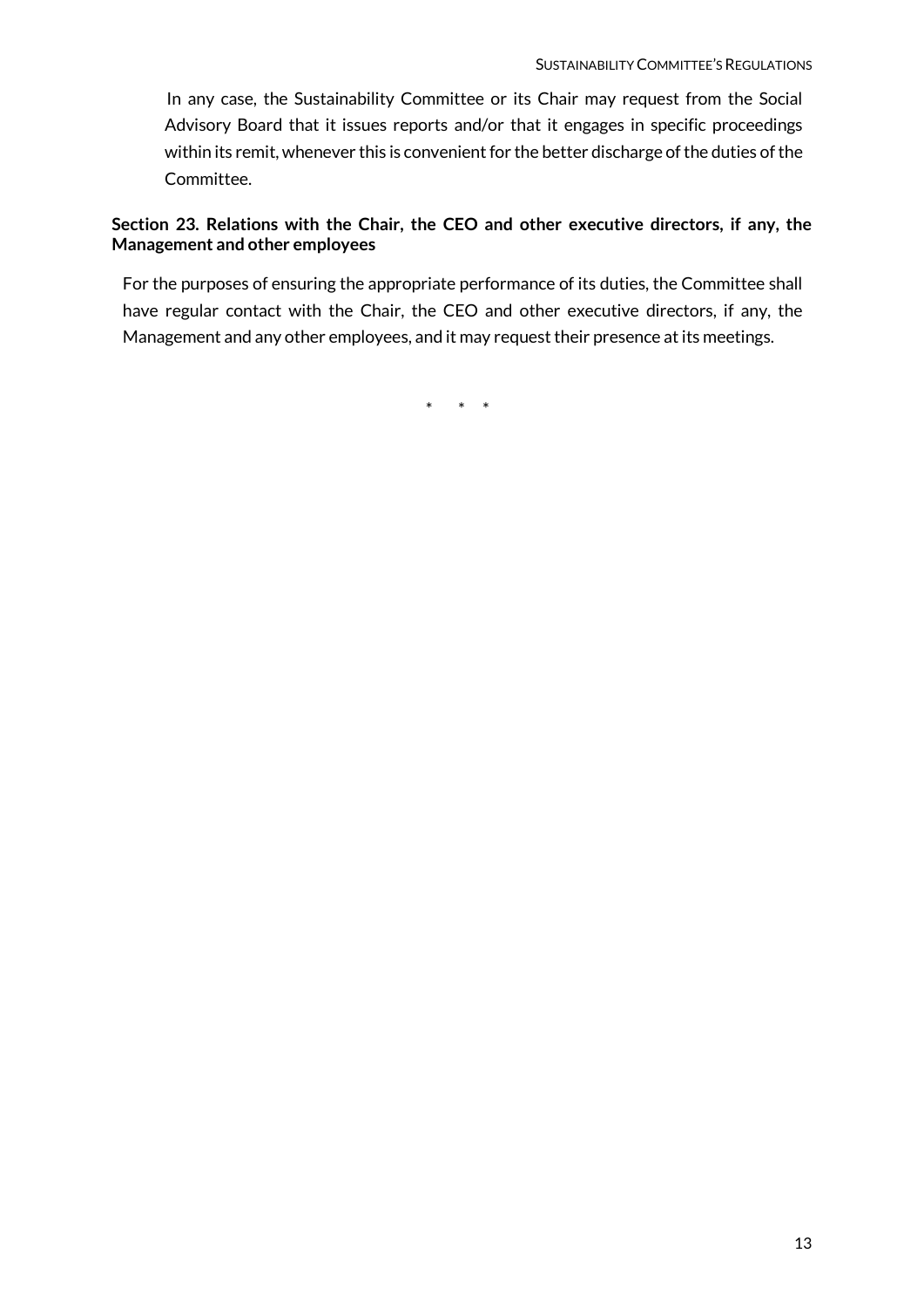In any case, the Sustainability Committee or its Chair may request from the Social Advisory Board that it issues reports and/or that it engages in specific proceedings within its remit, whenever this is convenient for the better discharge of the duties of the Committee.

**Section 23. Relations with the Chair, the CEO and other executive directors, if any, the Management and other employees**

For the purposes of ensuring the appropriate performance of its duties, the Committee shall have regular contact with the Chair, the CEO and other executive directors, if any, the Management and any other employees, and it may request their presence at its meetings.

\* \* \*